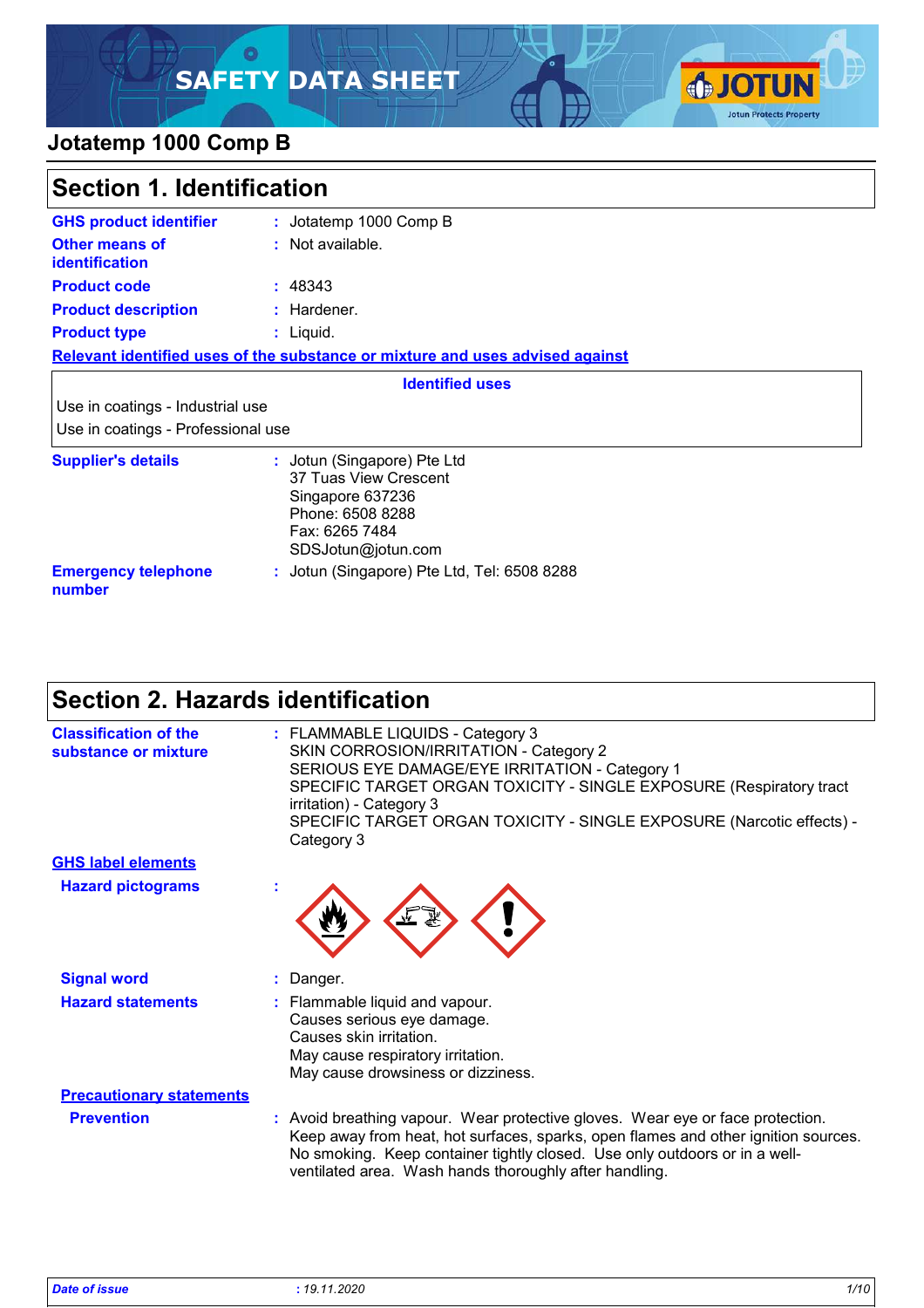# Jotatemp 1000 Comp B

## Section 1. Identification

| | |
|---|---|
| **GHS product identifier** | : Jotatemp 1000 Comp B |
| **Other means of identification** | : Not available. |
| **Product code** | : 48343 |
| **Product description** | : Hardener. |
| **Product type** | : Liquid. |

**Relevant identified uses of the substance or mixture and uses advised against**

| Identified uses |
|---|
| Use in coatings - Industrial use |
| Use in coatings - Professional use |

| | |
|---|---|
| **Supplier's details** | : Jotun (Singapore) Pte Ltd<br>37 Tuas View Crescent<br>Singapore 637236<br>Phone: 6508 8288<br>Fax: 6265 7484<br>SDSJotun@jotun.com |
| **Emergency telephone number** | : Jotun (Singapore) Pte Ltd, Tel: 6508 8288 |

## Section 2. Hazards identification

**Classification of the substance or mixture** : FLAMMABLE LIQUIDS - Category 3
SKIN CORROSION/IRRITATION - Category 2
SERIOUS EYE DAMAGE/EYE IRRITATION - Category 1
SPECIFIC TARGET ORGAN TOXICITY - SINGLE EXPOSURE (Respiratory tract irritation) - Category 3
SPECIFIC TARGET ORGAN TOXICITY - SINGLE EXPOSURE (Narcotic effects) - Category 3

**GHS label elements**

**Hazard pictograms** :

**Signal word** : Danger.

**Hazard statements** : Flammable liquid and vapour.
Causes serious eye damage.
Causes skin irritation.
May cause respiratory irritation.
May cause drowsiness or dizziness.

**Precautionary statements**

**Prevention** : Avoid breathing vapour. Wear protective gloves. Wear eye or face protection. Keep away from heat, hot surfaces, sparks, open flames and other ignition sources. No smoking. Keep container tightly closed. Use only outdoors or in a well-ventilated area. Wash hands thoroughly after handling.

*Date of issue* : *19.11.2020*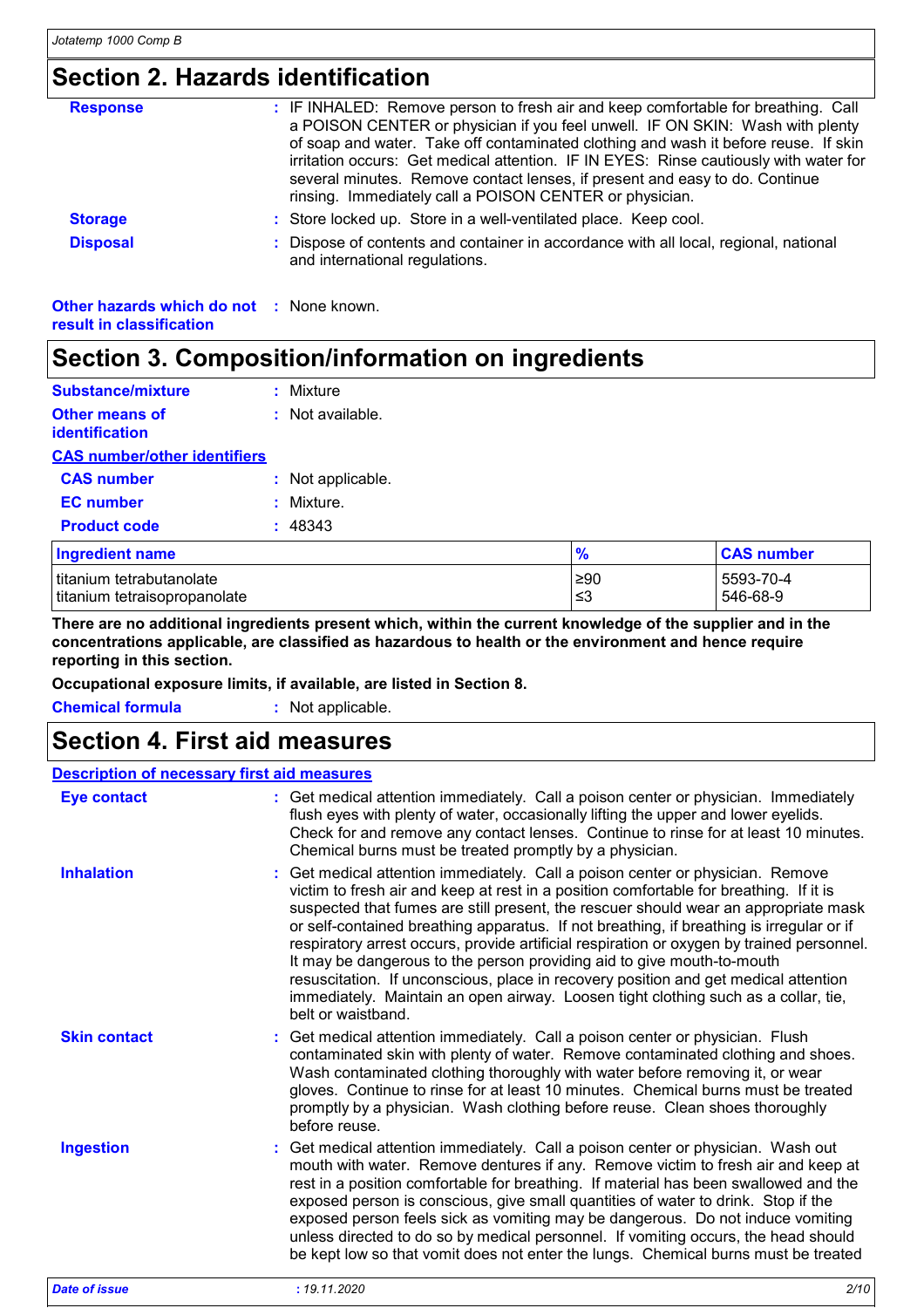## Section 2. Hazards identification

**Response** : IF INHALED: Remove person to fresh air and keep comfortable for breathing. Call a POISON CENTER or physician if you feel unwell. IF ON SKIN: Wash with plenty of soap and water. Take off contaminated clothing and wash it before reuse. If skin irritation occurs: Get medical attention. IF IN EYES: Rinse cautiously with water for several minutes. Remove contact lenses, if present and easy to do. Continue rinsing. Immediately call a POISON CENTER or physician.

**Storage** : Store locked up. Store in a well-ventilated place. Keep cool.

**Disposal** : Dispose of contents and container in accordance with all local, regional, national and international regulations.

**Other hazards which do not result in classification** : None known.

## Section 3. Composition/information on ingredients

**Substance/mixture** : Mixture

**Other means of identification** : Not available.

**CAS number/other identifiers**

**CAS number** : Not applicable.

**EC number** : Mixture.

**Product code** : 48343

| Ingredient name | % | CAS number |
|---|---|---|
| titanium tetrabutanolate | ≥90 | 5593-70-4 |
| titanium tetraisopropanolate | ≤3 | 546-68-9 |

**There are no additional ingredients present which, within the current knowledge of the supplier and in the concentrations applicable, are classified as hazardous to health or the environment and hence require reporting in this section.**

**Occupational exposure limits, if available, are listed in Section 8.**

**Chemical formula** : Not applicable.

## Section 4. First aid measures

**Description of necessary first aid measures**

**Eye contact** : Get medical attention immediately. Call a poison center or physician. Immediately flush eyes with plenty of water, occasionally lifting the upper and lower eyelids. Check for and remove any contact lenses. Continue to rinse for at least 10 minutes. Chemical burns must be treated promptly by a physician.

**Inhalation** : Get medical attention immediately. Call a poison center or physician. Remove victim to fresh air and keep at rest in a position comfortable for breathing. If it is suspected that fumes are still present, the rescuer should wear an appropriate mask or self-contained breathing apparatus. If not breathing, if breathing is irregular or if respiratory arrest occurs, provide artificial respiration or oxygen by trained personnel. It may be dangerous to the person providing aid to give mouth-to-mouth resuscitation. If unconscious, place in recovery position and get medical attention immediately. Maintain an open airway. Loosen tight clothing such as a collar, tie, belt or waistband.

**Skin contact** : Get medical attention immediately. Call a poison center or physician. Flush contaminated skin with plenty of water. Remove contaminated clothing and shoes. Wash contaminated clothing thoroughly with water before removing it, or wear gloves. Continue to rinse for at least 10 minutes. Chemical burns must be treated promptly by a physician. Wash clothing before reuse. Clean shoes thoroughly before reuse.

**Ingestion** : Get medical attention immediately. Call a poison center or physician. Wash out mouth with water. Remove dentures if any. Remove victim to fresh air and keep at rest in a position comfortable for breathing. If material has been swallowed and the exposed person is conscious, give small quantities of water to drink. Stop if the exposed person feels sick as vomiting may be dangerous. Do not induce vomiting unless directed to do so by medical personnel. If vomiting occurs, the head should be kept low so that vomit does not enter the lungs. Chemical burns must be treated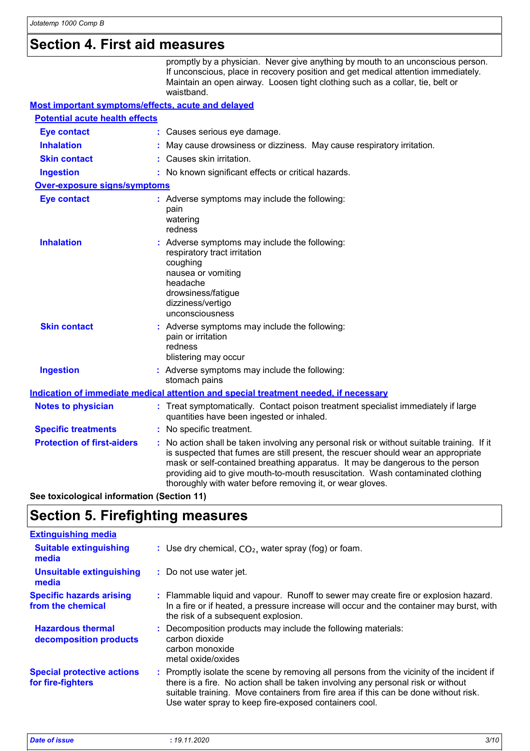## Section 4. First aid measures

promptly by a physician. Never give anything by mouth to an unconscious person. If unconscious, place in recovery position and get medical attention immediately. Maintain an open airway. Loosen tight clothing such as a collar, tie, belt or waistband.

### Most important symptoms/effects, acute and delayed

#### Potential acute health effects

**Eye contact** : Causes serious eye damage.

**Inhalation** : May cause drowsiness or dizziness. May cause respiratory irritation.

**Skin contact** : Causes skin irritation.

**Ingestion** : No known significant effects or critical hazards.

#### Over-exposure signs/symptoms

**Eye contact** : Adverse symptoms may include the following:
pain
watering
redness

**Inhalation** : Adverse symptoms may include the following:
respiratory tract irritation
coughing
nausea or vomiting
headache
drowsiness/fatigue
dizziness/vertigo
unconsciousness

**Skin contact** : Adverse symptoms may include the following:
pain or irritation
redness
blistering may occur

**Ingestion** : Adverse symptoms may include the following:
stomach pains

### Indication of immediate medical attention and special treatment needed, if necessary

**Notes to physician** : Treat symptomatically. Contact poison treatment specialist immediately if large quantities have been ingested or inhaled.

**Specific treatments** : No specific treatment.

**Protection of first-aiders** : No action shall be taken involving any personal risk or without suitable training. If it is suspected that fumes are still present, the rescuer should wear an appropriate mask or self-contained breathing apparatus. It may be dangerous to the person providing aid to give mouth-to-mouth resuscitation. Wash contaminated clothing thoroughly with water before removing it, or wear gloves.

**See toxicological information (Section 11)**

## Section 5. Firefighting measures

### Extinguishing media

**Suitable extinguishing media** : Use dry chemical, $CO_2$, water spray (fog) or foam.

**Unsuitable extinguishing media** : Do not use water jet.

**Specific hazards arising from the chemical** : Flammable liquid and vapour. Runoff to sewer may create fire or explosion hazard. In a fire or if heated, a pressure increase will occur and the container may burst, with the risk of a subsequent explosion.

**Hazardous thermal decomposition products** : Decomposition products may include the following materials:
carbon dioxide
carbon monoxide
metal oxide/oxides

**Special protective actions for fire-fighters** : Promptly isolate the scene by removing all persons from the vicinity of the incident if there is a fire. No action shall be taken involving any personal risk or without suitable training. Move containers from fire area if this can be done without risk. Use water spray to keep fire-exposed containers cool.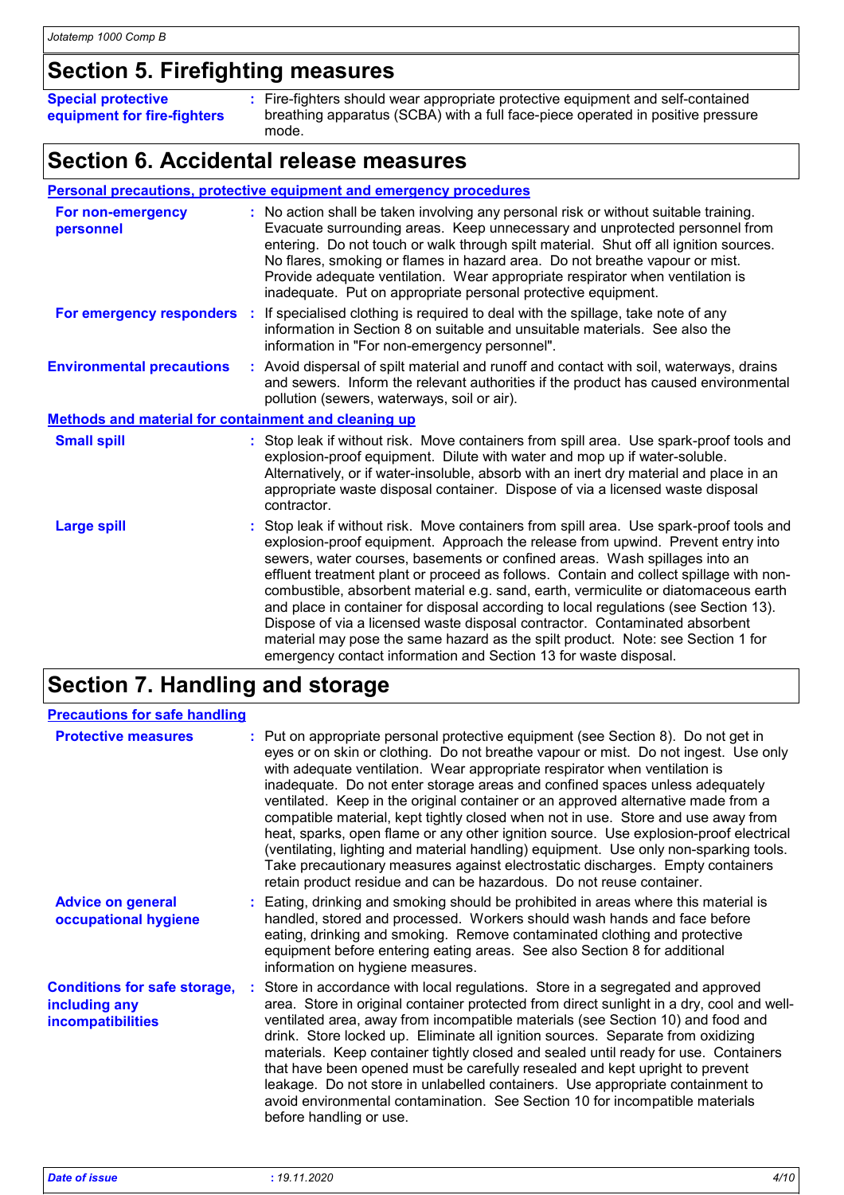## Section 5. Firefighting measures

**Special protective equipment for fire-fighters** : Fire-fighters should wear appropriate protective equipment and self-contained breathing apparatus (SCBA) with a full face-piece operated in positive pressure mode.

## Section 6. Accidental release measures

### Personal precautions, protective equipment and emergency procedures

**For non-emergency personnel** : No action shall be taken involving any personal risk or without suitable training. Evacuate surrounding areas. Keep unnecessary and unprotected personnel from entering. Do not touch or walk through spilt material. Shut off all ignition sources. No flares, smoking or flames in hazard area. Do not breathe vapour or mist. Provide adequate ventilation. Wear appropriate respirator when ventilation is inadequate. Put on appropriate personal protective equipment.

**For emergency responders** : If specialised clothing is required to deal with the spillage, take note of any information in Section 8 on suitable and unsuitable materials. See also the information in "For non-emergency personnel".

**Environmental precautions** : Avoid dispersal of spilt material and runoff and contact with soil, waterways, drains and sewers. Inform the relevant authorities if the product has caused environmental pollution (sewers, waterways, soil or air).

### Methods and material for containment and cleaning up

**Small spill** : Stop leak if without risk. Move containers from spill area. Use spark-proof tools and explosion-proof equipment. Dilute with water and mop up if water-soluble. Alternatively, or if water-insoluble, absorb with an inert dry material and place in an appropriate waste disposal container. Dispose of via a licensed waste disposal contractor.

**Large spill** : Stop leak if without risk. Move containers from spill area. Use spark-proof tools and explosion-proof equipment. Approach the release from upwind. Prevent entry into sewers, water courses, basements or confined areas. Wash spillages into an effluent treatment plant or proceed as follows. Contain and collect spillage with non-combustible, absorbent material e.g. sand, earth, vermiculite or diatomaceous earth and place in container for disposal according to local regulations (see Section 13). Dispose of via a licensed waste disposal contractor. Contaminated absorbent material may pose the same hazard as the spilt product. Note: see Section 1 for emergency contact information and Section 13 for waste disposal.

## Section 7. Handling and storage

### Precautions for safe handling

**Protective measures** : Put on appropriate personal protective equipment (see Section 8). Do not get in eyes or on skin or clothing. Do not breathe vapour or mist. Do not ingest. Use only with adequate ventilation. Wear appropriate respirator when ventilation is inadequate. Do not enter storage areas and confined spaces unless adequately ventilated. Keep in the original container or an approved alternative made from a compatible material, kept tightly closed when not in use. Store and use away from heat, sparks, open flame or any other ignition source. Use explosion-proof electrical (ventilating, lighting and material handling) equipment. Use only non-sparking tools. Take precautionary measures against electrostatic discharges. Empty containers retain product residue and can be hazardous. Do not reuse container.

**Advice on general occupational hygiene** : Eating, drinking and smoking should be prohibited in areas where this material is handled, stored and processed. Workers should wash hands and face before eating, drinking and smoking. Remove contaminated clothing and protective equipment before entering eating areas. See also Section 8 for additional information on hygiene measures.

**Conditions for safe storage, including any incompatibilities** : Store in accordance with local regulations. Store in a segregated and approved area. Store in original container protected from direct sunlight in a dry, cool and well-ventilated area, away from incompatible materials (see Section 10) and food and drink. Store locked up. Eliminate all ignition sources. Separate from oxidizing materials. Keep container tightly closed and sealed until ready for use. Containers that have been opened must be carefully resealed and kept upright to prevent leakage. Do not store in unlabelled containers. Use appropriate containment to avoid environmental contamination. See Section 10 for incompatible materials before handling or use.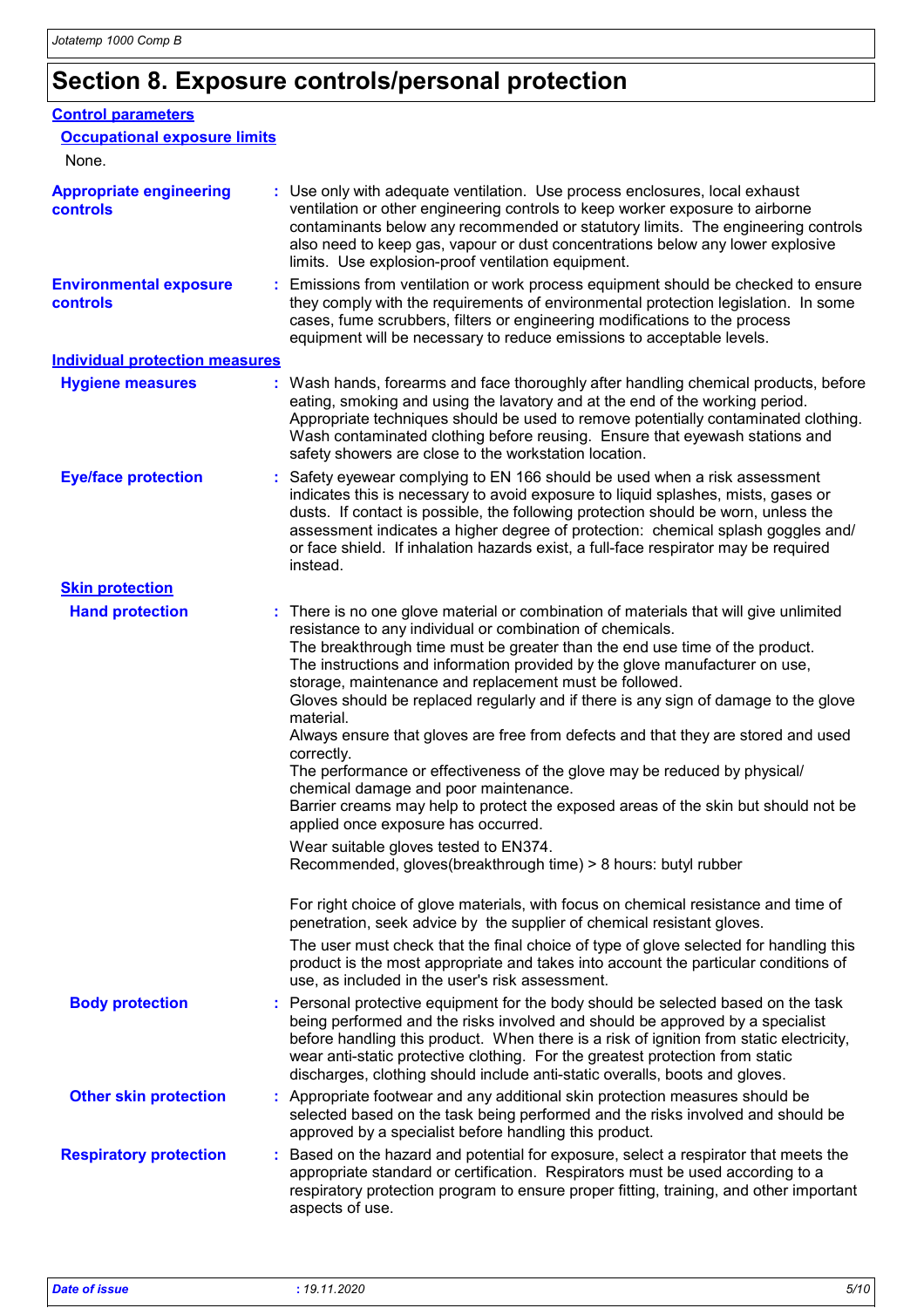# Section 8. Exposure controls/personal protection

## Control parameters

### Occupational exposure limits

None.

**Appropriate engineering controls** : Use only with adequate ventilation. Use process enclosures, local exhaust ventilation or other engineering controls to keep worker exposure to airborne contaminants below any recommended or statutory limits. The engineering controls also need to keep gas, vapour or dust concentrations below any lower explosive limits. Use explosion-proof ventilation equipment.

**Environmental exposure controls** : Emissions from ventilation or work process equipment should be checked to ensure they comply with the requirements of environmental protection legislation. In some cases, fume scrubbers, filters or engineering modifications to the process equipment will be necessary to reduce emissions to acceptable levels.

## Individual protection measures

**Hygiene measures** : Wash hands, forearms and face thoroughly after handling chemical products, before eating, smoking and using the lavatory and at the end of the working period. Appropriate techniques should be used to remove potentially contaminated clothing. Wash contaminated clothing before reusing. Ensure that eyewash stations and safety showers are close to the workstation location.

**Eye/face protection** : Safety eyewear complying to EN 166 should be used when a risk assessment indicates this is necessary to avoid exposure to liquid splashes, mists, gases or dusts. If contact is possible, the following protection should be worn, unless the assessment indicates a higher degree of protection: chemical splash goggles and/or face shield. If inhalation hazards exist, a full-face respirator may be required instead.

### Skin protection

**Hand protection** : There is no one glove material or combination of materials that will give unlimited resistance to any individual or combination of chemicals.
The breakthrough time must be greater than the end use time of the product.
The instructions and information provided by the glove manufacturer on use, storage, maintenance and replacement must be followed.
Gloves should be replaced regularly and if there is any sign of damage to the glove material.
Always ensure that gloves are free from defects and that they are stored and used correctly.
The performance or effectiveness of the glove may be reduced by physical/ chemical damage and poor maintenance.
Barrier creams may help to protect the exposed areas of the skin but should not be applied once exposure has occurred.

Wear suitable gloves tested to EN374.
Recommended, gloves(breakthrough time) > 8 hours: butyl rubber

For right choice of glove materials, with focus on chemical resistance and time of penetration, seek advice by the supplier of chemical resistant gloves.

The user must check that the final choice of type of glove selected for handling this product is the most appropriate and takes into account the particular conditions of use, as included in the user's risk assessment.

**Body protection** : Personal protective equipment for the body should be selected based on the task being performed and the risks involved and should be approved by a specialist before handling this product. When there is a risk of ignition from static electricity, wear anti-static protective clothing. For the greatest protection from static discharges, clothing should include anti-static overalls, boots and gloves.

**Other skin protection** : Appropriate footwear and any additional skin protection measures should be selected based on the task being performed and the risks involved and should be approved by a specialist before handling this product.

**Respiratory protection** : Based on the hazard and potential for exposure, select a respirator that meets the appropriate standard or certification. Respirators must be used according to a respiratory protection program to ensure proper fitting, training, and other important aspects of use.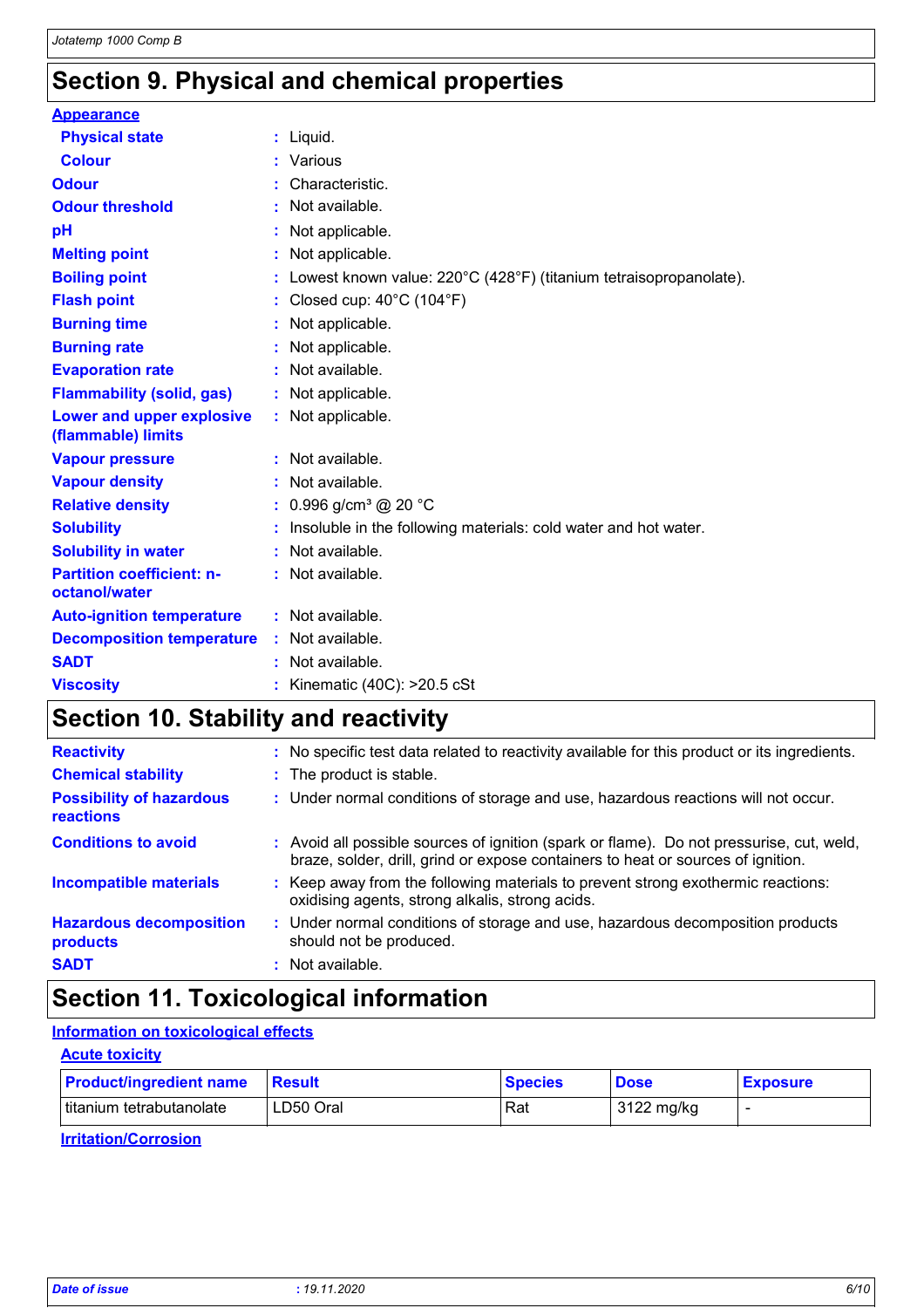# Section 9. Physical and chemical properties

### Appearance

| | |
|---|---|
| **Physical state** | : Liquid. |
| **Colour** | : Various |
| **Odour** | : Characteristic. |
| **Odour threshold** | : Not available. |
| **pH** | : Not applicable. |
| **Melting point** | : Not applicable. |
| **Boiling point** | : Lowest known value: 220°C (428°F) (titanium tetraisopropanolate). |
| **Flash point** | : Closed cup: 40°C (104°F) |
| **Burning time** | : Not applicable. |
| **Burning rate** | : Not applicable. |
| **Evaporation rate** | : Not available. |
| **Flammability (solid, gas)** | : Not applicable. |
| **Lower and upper explosive (flammable) limits** | : Not applicable. |
| **Vapour pressure** | : Not available. |
| **Vapour density** | : Not available. |
| **Relative density** | : 0.996 g/cm³ @ 20 °C |
| **Solubility** | : Insoluble in the following materials: cold water and hot water. |
| **Solubility in water** | : Not available. |
| **Partition coefficient: n-octanol/water** | : Not available. |
| **Auto-ignition temperature** | : Not available. |
| **Decomposition temperature** | : Not available. |
| **SADT** | : Not available. |
| **Viscosity** | : Kinematic (40C): >20.5 cSt |

# Section 10. Stability and reactivity

| | |
|---|---|
| **Reactivity** | : No specific test data related to reactivity available for this product or its ingredients. |
| **Chemical stability** | : The product is stable. |
| **Possibility of hazardous reactions** | : Under normal conditions of storage and use, hazardous reactions will not occur. |
| **Conditions to avoid** | : Avoid all possible sources of ignition (spark or flame). Do not pressurise, cut, weld, braze, solder, drill, grind or expose containers to heat or sources of ignition. |
| **Incompatible materials** | : Keep away from the following materials to prevent strong exothermic reactions: oxidising agents, strong alkalis, strong acids. |
| **Hazardous decomposition products** | : Under normal conditions of storage and use, hazardous decomposition products should not be produced. |
| **SADT** | : Not available. |

# Section 11. Toxicological information

### Information on toxicological effects

#### Acute toxicity

| Product/ingredient name | Result | Species | Dose | Exposure |
|---|---|---|---|---|
| titanium tetrabutanolate | LD50 Oral | Rat | 3122 mg/kg | - |

#### Irritation/Corrosion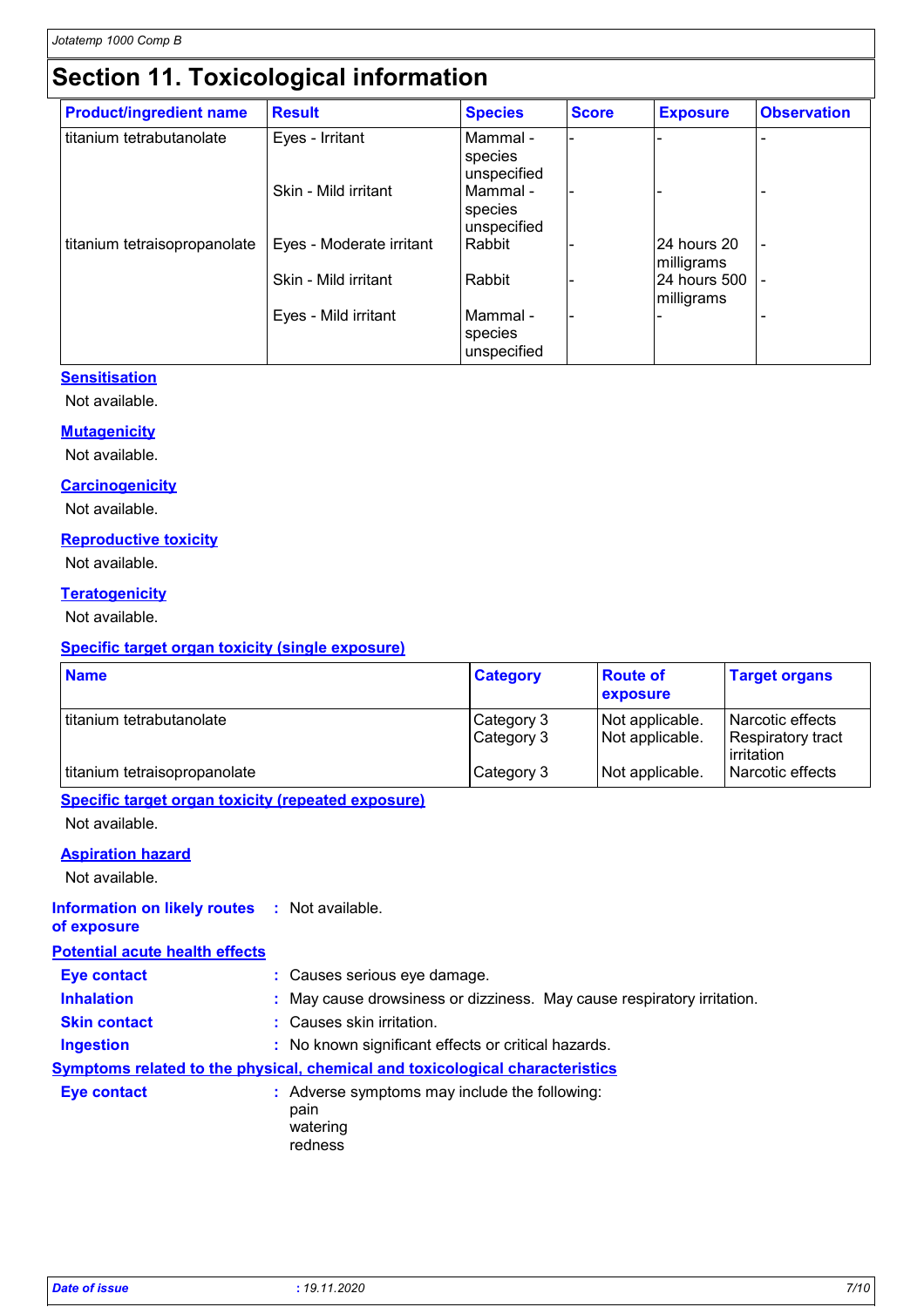## Section 11. Toxicological information

| Product/ingredient name | Result | Species | Score | Exposure | Observation |
|---|---|---|---|---|---|
| titanium tetrabutanolate | Eyes - Irritant | Mammal - species unspecified | - | - | - |
| | Skin - Mild irritant | Mammal - species unspecified | - | - | - |
| titanium tetraisopropanolate | Eyes - Moderate irritant | Rabbit | - | 24 hours 20 milligrams | - |
| | Skin - Mild irritant | Rabbit | - | 24 hours 500 milligrams | - |
| | Eyes - Mild irritant | Mammal - species unspecified | - | - | - |

**Sensitisation**

Not available.

**Mutagenicity**

Not available.

**Carcinogenicity**

Not available.

**Reproductive toxicity**

Not available.

**Teratogenicity**

Not available.

**Specific target organ toxicity (single exposure)**

| Name | Category | Route of exposure | Target organs |
|---|---|---|---|
| titanium tetrabutanolate | Category 3 | Not applicable. | Narcotic effects |
| | Category 3 | Not applicable. | Respiratory tract irritation |
| titanium tetraisopropanolate | Category 3 | Not applicable. | Narcotic effects |

**Specific target organ toxicity (repeated exposure)**

Not available.

**Aspiration hazard**

Not available.

**Information on likely routes of exposure** : Not available.

**Potential acute health effects**

**Eye contact** : Causes serious eye damage.

**Inhalation** : May cause drowsiness or dizziness. May cause respiratory irritation.

**Skin contact** : Causes skin irritation.

**Ingestion** : No known significant effects or critical hazards.

**Symptoms related to the physical, chemical and toxicological characteristics**

**Eye contact** : Adverse symptoms may include the following:
pain
watering
redness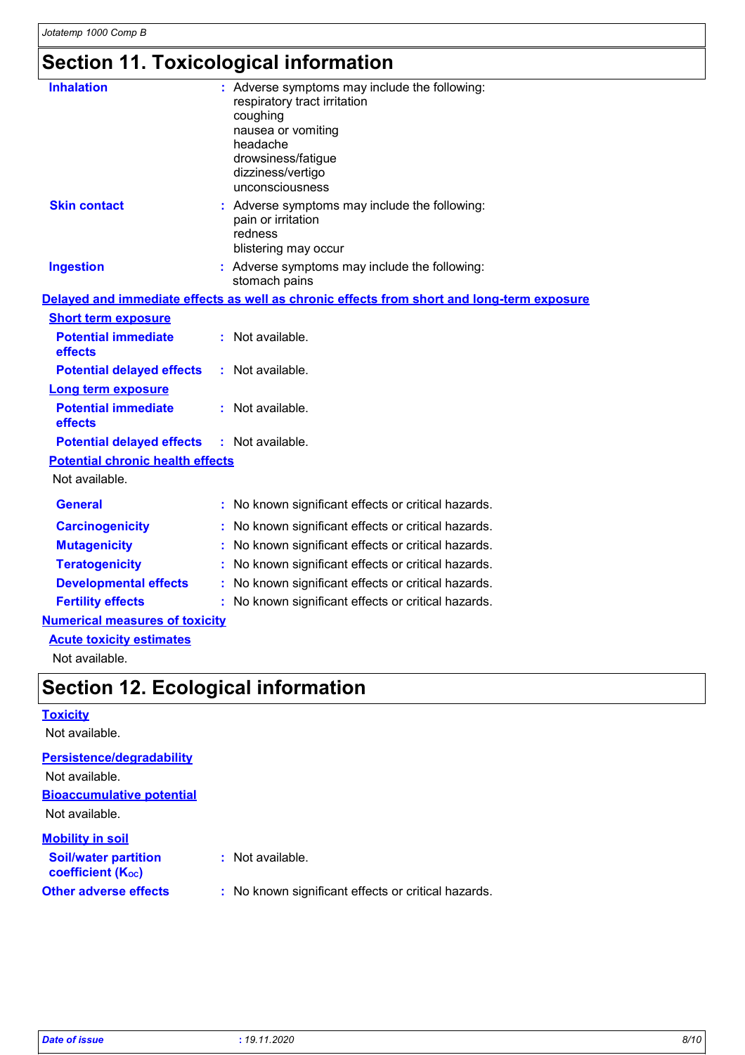## Section 11. Toxicological information

**Inhalation** : Adverse symptoms may include the following:
respiratory tract irritation
coughing
nausea or vomiting
headache
drowsiness/fatigue
dizziness/vertigo
unconsciousness

**Skin contact** : Adverse symptoms may include the following:
pain or irritation
redness
blistering may occur

**Ingestion** : Adverse symptoms may include the following:
stomach pains

### Delayed and immediate effects as well as chronic effects from short and long-term exposure

**Short term exposure**

**Potential immediate effects** : Not available.

**Potential delayed effects** : Not available.

**Long term exposure**

**Potential immediate effects** : Not available.

**Potential delayed effects** : Not available.

**Potential chronic health effects**

Not available.

**General** : No known significant effects or critical hazards.

**Carcinogenicity** : No known significant effects or critical hazards.

**Mutagenicity** : No known significant effects or critical hazards.

**Teratogenicity** : No known significant effects or critical hazards.

**Developmental effects** : No known significant effects or critical hazards.

**Fertility effects** : No known significant effects or critical hazards.

### Numerical measures of toxicity

**Acute toxicity estimates**

Not available.

## Section 12. Ecological information

**Toxicity**

Not available.

**Persistence/degradability**

Not available.

**Bioaccumulative potential**

Not available.

**Mobility in soil**

**Soil/water partition coefficient ($K_{OC}$)** : Not available.

**Other adverse effects** : No known significant effects or critical hazards.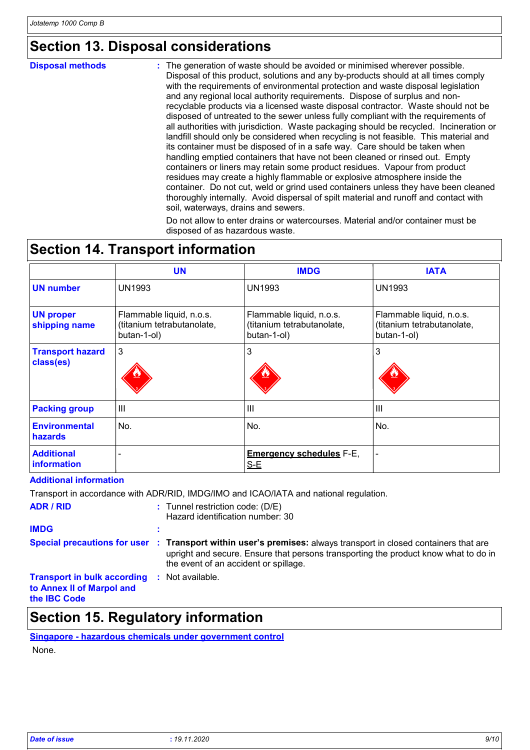## Section 13. Disposal considerations

**Disposal methods** : The generation of waste should be avoided or minimised wherever possible. Disposal of this product, solutions and any by-products should at all times comply with the requirements of environmental protection and waste disposal legislation and any regional local authority requirements. Dispose of surplus and non-recyclable products via a licensed waste disposal contractor. Waste should not be disposed of untreated to the sewer unless fully compliant with the requirements of all authorities with jurisdiction. Waste packaging should be recycled. Incineration or landfill should only be considered when recycling is not feasible. This material and its container must be disposed of in a safe way. Care should be taken when handling emptied containers that have not been cleaned or rinsed out. Empty containers or liners may retain some product residues. Vapour from product residues may create a highly flammable or explosive atmosphere inside the container. Do not cut, weld or grind used containers unless they have been cleaned thoroughly internally. Avoid dispersal of spilt material and runoff and contact with soil, waterways, drains and sewers.

Do not allow to enter drains or watercourses. Material and/or container must be disposed of as hazardous waste.

## Section 14. Transport information

| | UN | IMDG | IATA |
|---|---|---|---|
| **UN number** | UN1993 | UN1993 | UN1993 |
| **UN proper shipping name** | Flammable liquid, n.o.s. (titanium tetrabutanolate, butan-1-ol) | Flammable liquid, n.o.s. (titanium tetrabutanolate, butan-1-ol) | Flammable liquid, n.o.s. (titanium tetrabutanolate, butan-1-ol) |
| **Transport hazard class(es)** | 3 | 3 | 3 |
| **Packing group** | III | III | III |
| **Environmental hazards** | No. | No. | No. |
| **Additional information** | - | **Emergency schedules** F-E, S-E | - |

**Additional information**

Transport in accordance with ADR/RID, IMDG/IMO and ICAO/IATA and national regulation.

**ADR / RID** : Tunnel restriction code: (D/E)
Hazard identification number: 30

**IMDG** :

**Special precautions for user** : **Transport within user's premises:** always transport in closed containers that are upright and secure. Ensure that persons transporting the product know what to do in the event of an accident or spillage.

**Transport in bulk according to Annex II of Marpol and the IBC Code** : Not available.

## Section 15. Regulatory information

**Singapore - hazardous chemicals under government control**

None.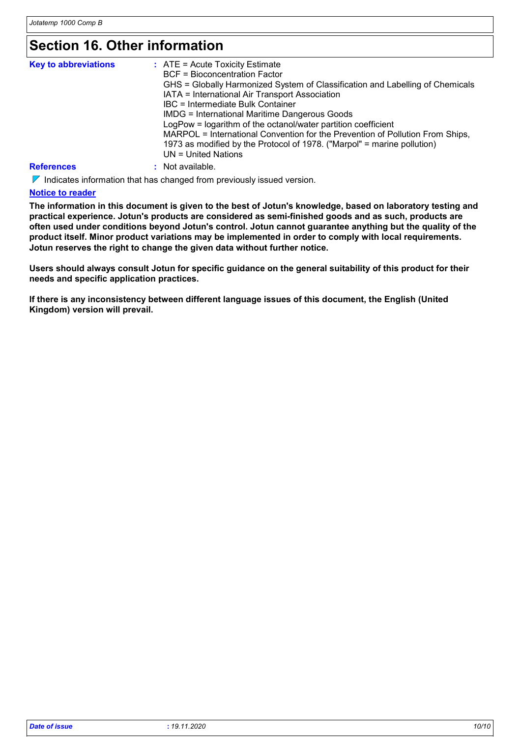## Section 16. Other information

**Key to abbreviations** : ATE = Acute Toxicity Estimate
BCF = Bioconcentration Factor
GHS = Globally Harmonized System of Classification and Labelling of Chemicals
IATA = International Air Transport Association
IBC = Intermediate Bulk Container
IMDG = International Maritime Dangerous Goods
LogPow = logarithm of the octanol/water partition coefficient
MARPOL = International Convention for the Prevention of Pollution From Ships, 1973 as modified by the Protocol of 1978. ("Marpol" = marine pollution)
UN = United Nations

**References** : Not available.

Indicates information that has changed from previously issued version.

**Notice to reader**

**The information in this document is given to the best of Jotun's knowledge, based on laboratory testing and practical experience. Jotun's products are considered as semi-finished goods and as such, products are often used under conditions beyond Jotun's control. Jotun cannot guarantee anything but the quality of the product itself. Minor product variations may be implemented in order to comply with local requirements. Jotun reserves the right to change the given data without further notice.**

**Users should always consult Jotun for specific guidance on the general suitability of this product for their needs and specific application practices.**

**If there is any inconsistency between different language issues of this document, the English (United Kingdom) version will prevail.**